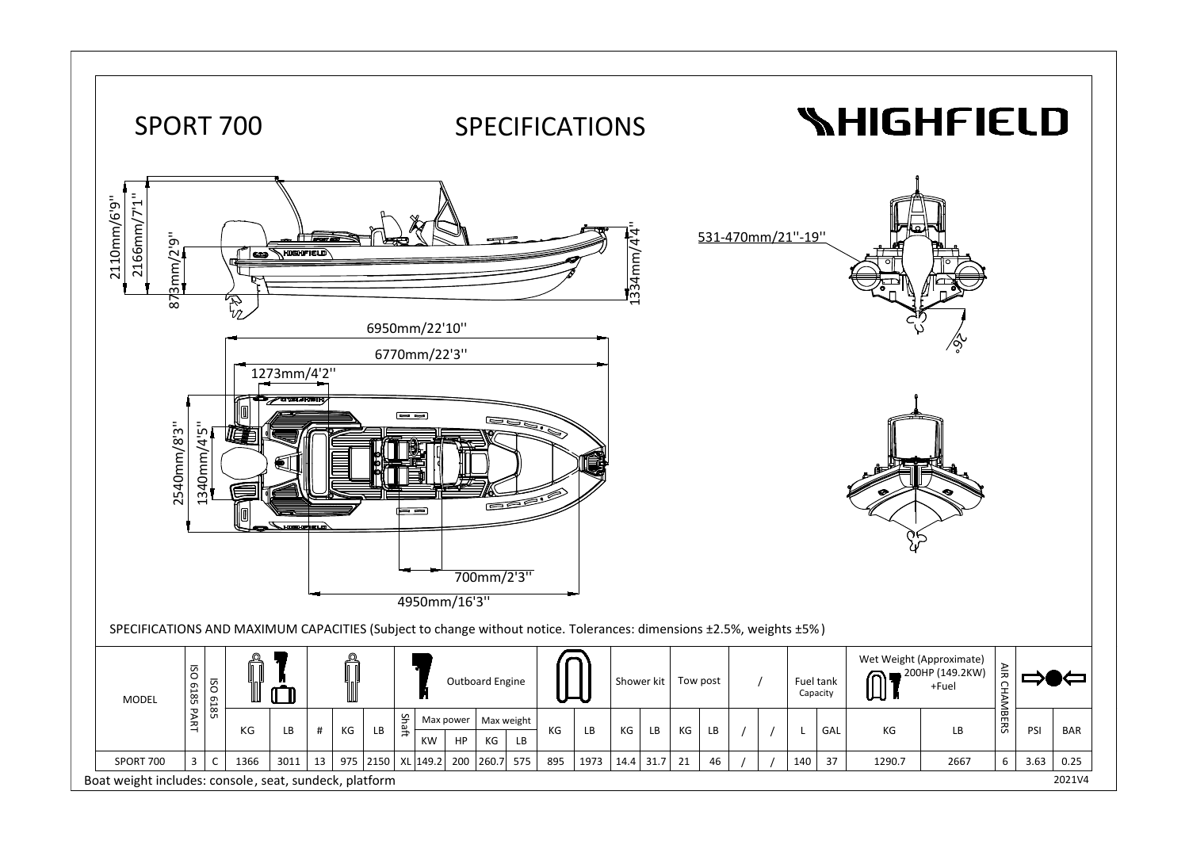# SPORT 700

## SPECIFICATIONS

HIGHFIELD

2110mm/6'9''

2166mm/7'1''

873mm/2'9''

1334mm/4'4''

531-470mm/21''-19''

26°

6950mm/22'10''

6770mm/22'3''

1273mm/4'2''

2540mm/8'3''

1340mm/4'5''

700mm/2'3''

4950mm/16'3''

SPECIFICATIONS AND MAXIMUM CAPACITIES (Subject to change without notice. Tolerances: dimensions ±2.5%, weights ±5%)

| MODEL | ISO 6185 PART | ISO 6185 | Persons + Luggage | | Persons | | | Outboard Engine | | | | | Boat | | Shower kit | | Tow post | | / | | Fuel tank Capacity | | Wet Weight (Approximate) 200HP (149.2KW) +Fuel | | AIR CHAMBERS | Pressure | |
|---|---|---|---|---|---|---|---|---|---|---|---|---|---|---|---|---|---|---|---|---|---|---|---|---|---|---|---|
| | | | KG | LB | # | KG | LB | Shaft | Max power KW | Max power HP | Max weight KG | Max weight LB | KG | LB | KG | LB | KG | LB | / | / | L | GAL | KG | LB | | PSI | BAR |
| SPORT 700 | 3 | C | 1366 | 3011 | 13 | 975 | 2150 | XL | 149.2 | 200 | 260.7 | 575 | 895 | 1973 | 14.4 | 31.7 | 21 | 46 | / | / | 140 | 37 | 1290.7 | 2667 | 6 | 3.63 | 0.25 |

Boat weight includes: console, seat, sundeck, platform

2021V4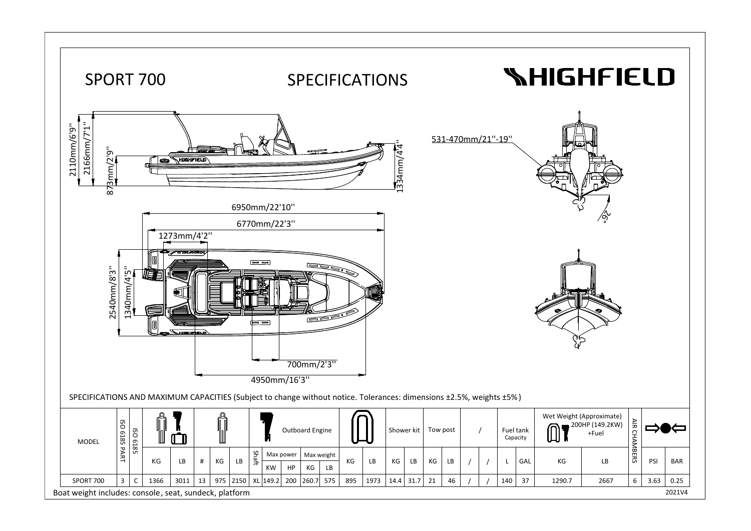# SPORT 700

## SPECIFICATIONS

HIGHFIELD

2110mm/6'9''
2166mm/7'1''
873mm/2'9''
1334mm/4'4''
531-470mm/21''-19''
26°
6950mm/22'10''
6770mm/22'3''
1273mm/4'2''
2540mm/8'3''
1340mm/4'5''
700mm/2'3''
4950mm/16'3''

SPECIFICATIONS AND MAXIMUM CAPACITIES (Subject to change without notice. Tolerances: dimensions ±2.5%, weights ±5%)

| MODEL | ISO 6185 PART | ISO 6185 | | | | | | Outboard Engine | | | | | | | | Shower kit | | Tow post | | / | | Fuel tank Capacity | | Wet Weight (Approximate) 200HP (149.2KW) +Fuel | | AIR CHAMBERS | | |
|---|---|---|---|---|---|---|---|---|---|---|---|---|---|---|---|---|---|---|---|---|---|---|---|---|---|---|---|---|
| | | | | | | | | Shaft | Max power | | Max weight | | | | | | | | | | | | | | | | | |
| | | | KG | LB | # | KG | LB | | KW | HP | KG | LB | KG | LB | KG | LB | KG | LB | / | / | L | GAL | KG | LB | | PSI | BAR |
| SPORT 700 | 3 | C | 1366 | 3011 | 13 | 975 | 2150 | XL | 149.2 | 200 | 260.7 | 575 | 895 | 1973 | 14.4 | 31.7 | 21 | 46 | / | / | 140 | 37 | 1290.7 | 2667 | 6 | 3.63 | 0.25 |

Boat weight includes: console, seat, sundeck, platform

2021V4